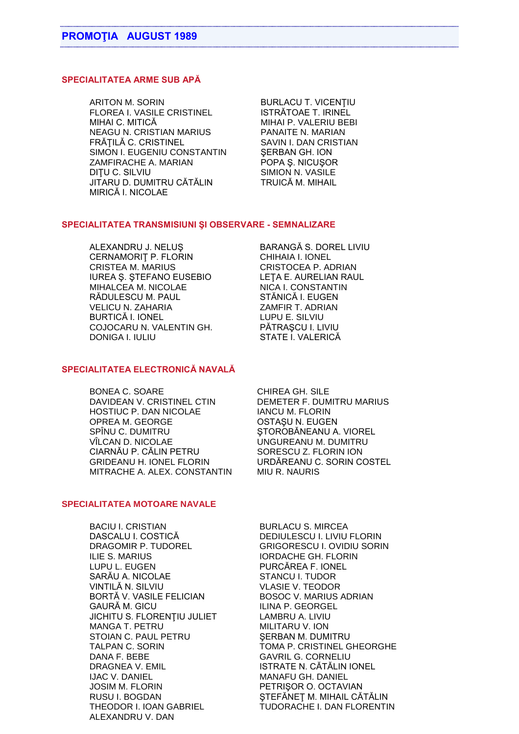# PROMOŢIA AUGUST 1989

## SPECIALITATEA ARME SUB APĂ

ARITON M. SORIN
FLOREA I. VASILE CRISTINEL
MIHAI C. MITICĂ
NEAGU N. CRISTIAN MARIUS
FRĂŢILĂ C. CRISTINEL
SIMON I. EUGENIU CONSTANTIN
ZAMFIRACHE A. MARIAN
DIŢU C. SILVIU
JITARU D. DUMITRU CĂTĂLIN
MIRICĂ I. NICOLAE
BURLACU T. VICENŢIU
ISTRĂTOAE T. IRINEL
MIHAI P. VALERIU BEBI
PANAITE N. MARIAN
SAVIN I. DAN CRISTIAN
ŞERBAN GH. ION
POPA Ş. NICUŞOR
SIMION N. VASILE
TRUICĂ M. MIHAIL

## SPECIALITATEA TRANSMISIUNI ŞI OBSERVARE - SEMNALIZARE

ALEXANDRU J. NELUŞ
CERNAMORIŢ P. FLORIN
CRISTEA M. MARIUS
IUREA Ş. ŞTEFANO EUSEBIO
MIHALCEA M. NICOLAE
RĂDULESCU M. PAUL
VELICU N. ZAHARIA
BURTICĂ I. IONEL
COJOCARU N. VALENTIN GH.
DONIGA I. IULIU
BARANGĂ S. DOREL LIVIU
CHIHAIA I. IONEL
CRISTOCEA P. ADRIAN
LEŢA E. AURELIAN RAUL
NICA I. CONSTANTIN
STĂNICĂ I. EUGEN
ZAMFIR T. ADRIAN
LUPU E. SILVIU
PĂTRAŞCU I. LIVIU
STATE I. VALERICĂ

## SPECIALITATEA ELECTRONICĂ NAVALĂ

BONEA C. SOARE
DAVIDEAN V. CRISTINEL CTIN
HOSTIUC P. DAN NICOLAE
OPREA M. GEORGE
SPÎNU C. DUMITRU
VÎLCAN D. NICOLAE
CIARNĂU P. CĂLIN PETRU
GRIDEANU H. IONEL FLORIN
MITRACHE A. ALEX. CONSTANTIN
CHIREA GH. SILE
DEMETER F. DUMITRU MARIUS
IANCU M. FLORIN
OSTAŞU N. EUGEN
ŞTOROBĂNEANU A. VIOREL
UNGUREANU M. DUMITRU
SORESCU Z. FLORIN ION
URDĂREANU C. SORIN COSTEL
MIU R. NAURIS

## SPECIALITATEA MOTOARE NAVALE

BACIU I. CRISTIAN
DASCALU I. COSTICĂ
DRAGOMIR P. TUDOREL
ILIE S. MARIUS
LUPU L. EUGEN
SARĂU A. NICOLAE
VINTILĂ N. SILVIU
BORTĂ V. VASILE FELICIAN
GAURĂ M. GICU
JICHITU S. FLORENŢIU JULIET
MANGA T. PETRU
STOIAN C. PAUL PETRU
TALPAN C. SORIN
DANA F. BEBE
DRAGNEA V. EMIL
IJAC V. DANIEL
JOSIM M. FLORIN
RUSU I. BOGDAN
THEODOR I. IOAN GABRIEL
ALEXANDRU V. DAN
BURLACU S. MIRCEA
DEDIULESCU I. LIVIU FLORIN
GRIGORESCU I. OVIDIU SORIN
IORDACHE GH. FLORIN
PURCĂREA F. IONEL
STANCU I. TUDOR
VLASIE V. TEODOR
BOSOC V. MARIUS ADRIAN
ILINA P. GEORGEL
LAMBRU A. LIVIU
MILITARU V. ION
ŞERBAN M. DUMITRU
TOMA P. CRISTINEL GHEORGHE
GAVRIL G. CORNELIU
ISTRATE N. CĂTĂLIN IONEL
MANAFU GH. DANIEL
PETRIŞOR O. OCTAVIAN
ŞTEFĂNEŢ M. MIHAIL CĂTĂLIN
TUDORACHE I. DAN FLORENTIN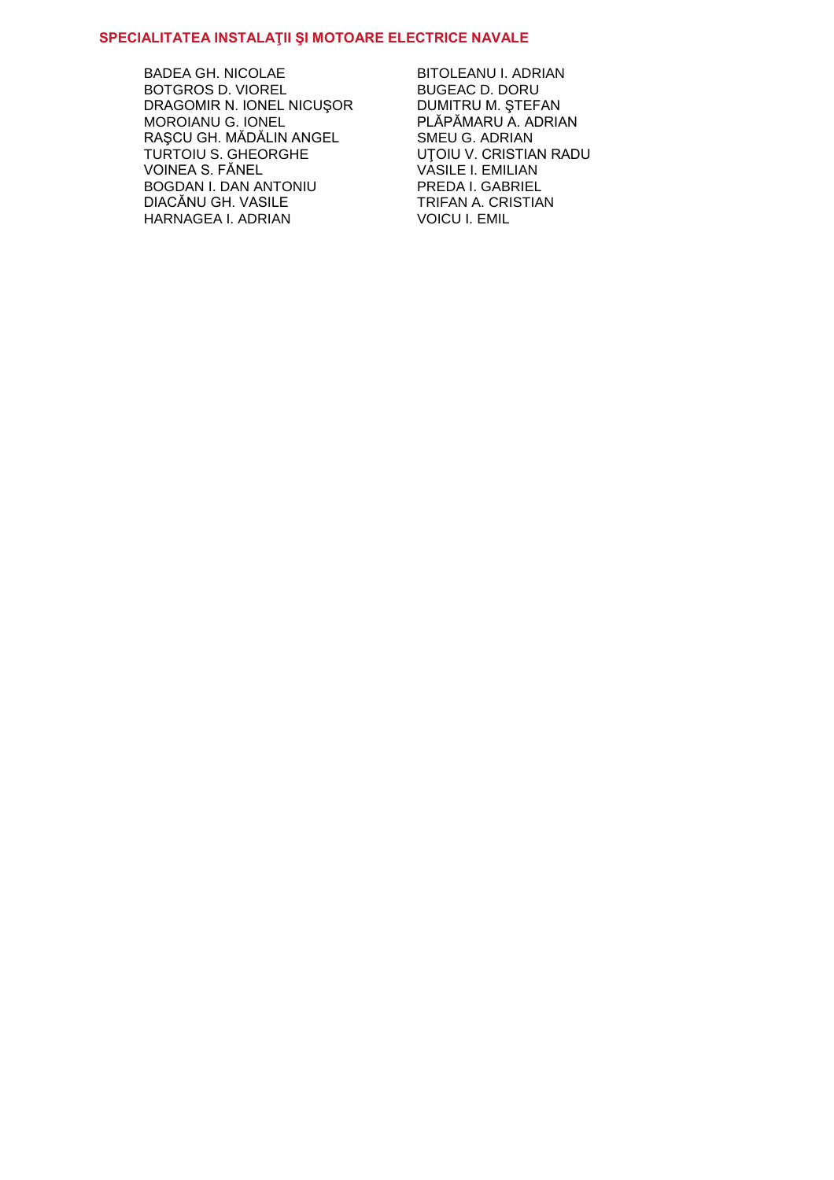## SPECIALITATEA INSTALAŢII ŞI MOTOARE ELECTRICE NAVALE

BADEA GH. NICOLAE
BOTGROS D. VIOREL
DRAGOMIR N. IONEL NICUŞOR
MOROIANU G. IONEL
RAŞCU GH. MĂDĂLIN ANGEL
TURTOIU S. GHEORGHE
VOINEA S. FĂNEL
BOGDAN I. DAN ANTONIU
DIACĂNU GH. VASILE
HARNAGEA I. ADRIAN
BITOLEANU I. ADRIAN
BUGEAC D. DORU
DUMITRU M. ŞTEFAN
PLĂPĂMARU A. ADRIAN
SMEU G. ADRIAN
UŢOIU V. CRISTIAN RADU
VASILE I. EMILIAN
PREDA I. GABRIEL
TRIFAN A. CRISTIAN
VOICU I. EMIL